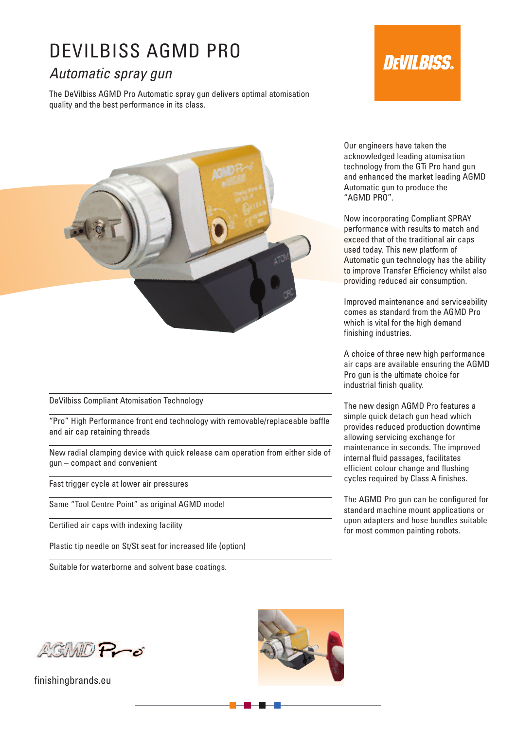# DEVILBISS AGMD PRO

## *Automatic spray gun*

The DeVilbiss AGMD Pro Automatic spray gun delivers optimal atomisation quality and the best performance in its class.

Our engineers have taken the acknowledged leading atomisation technology from the GTi Pro hand gun and enhanced the market leading AGMD Automatic gun to produce the "AGMD PRO".

Now incorporating Compliant SPRAY performance with results to match and exceed that of the traditional air caps used today. This new platform of Automatic gun technology has the ability to improve Transfer Efficiency whilst also providing reduced air consumption.

Improved maintenance and serviceability comes as standard from the AGMD Pro which is vital for the high demand finishing industries.

A choice of three new high performance air caps are available ensuring the AGMD Pro gun is the ultimate choice for industrial finish quality.

The new design AGMD Pro features a simple quick detach gun head which provides reduced production downtime allowing servicing exchange for maintenance in seconds. The improved internal fluid passages, facilitates efficient colour change and flushing cycles required by Class A finishes.

The AGMD Pro gun can be configured for standard machine mount applications or upon adapters and hose bundles suitable for most common painting robots.

- DeVilbiss Compliant Atomisation Technology
- "Pro" High Performance front end technology with removable/replaceable baffle and air cap retaining threads
- New radial clamping device with quick release cam operation from either side of gun – compact and convenient
- Fast trigger cycle at lower air pressures
- Same "Tool Centre Point" as original AGMD model
- Certified air caps with indexing facility
- Plastic tip needle on St/St seat for increased life (option)
- Suitable for waterborne and solvent base coatings.

finishingbrands.eu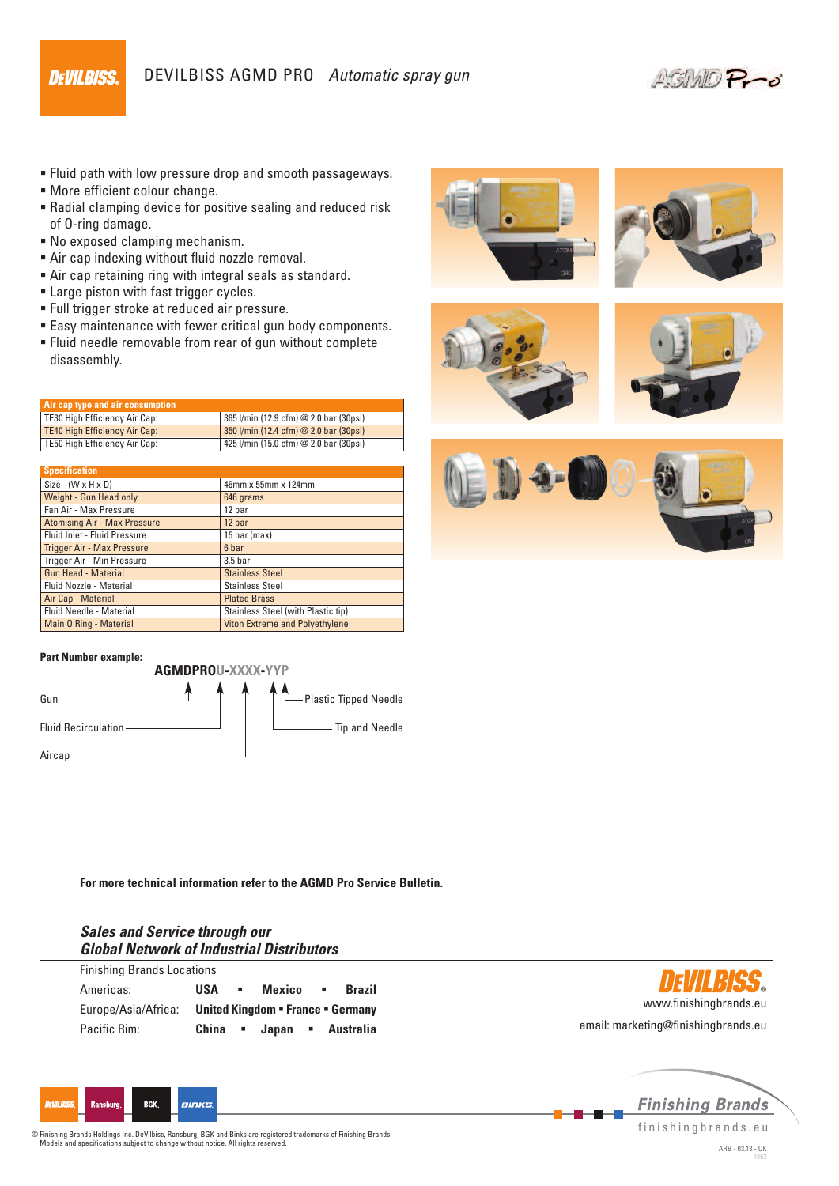# DEVILBISS AGMD PRO *Automatic spray gun*

- Fluid path with low pressure drop and smooth passageways.
- More efficient colour change.
- Radial clamping device for positive sealing and reduced risk of O-ring damage.
- No exposed clamping mechanism.
- Air cap indexing without fluid nozzle removal.
- Air cap retaining ring with integral seals as standard.
- Large piston with fast trigger cycles.
- Full trigger stroke at reduced air pressure.
- Easy maintenance with fewer critical gun body components.
- Fluid needle removable from rear of gun without complete disassembly.

| Air cap type and air consumption | |
|---|---|
| TE30 High Efficiency Air Cap: | 365 l/min (12.9 cfm) @ 2.0 bar (30psi) |
| TE40 High Efficiency Air Cap: | 350 l/min (12.4 cfm) @ 2.0 bar (30psi) |
| TE50 High Efficiency Air Cap: | 425 l/min (15.0 cfm) @ 2.0 bar (30psi) |

| Specification | |
|---|---|
| Size - (W x H x D) | 46mm x 55mm x 124mm |
| Weight - Gun Head only | 646 grams |
| Fan Air - Max Pressure | 12 bar |
| Atomising Air - Max Pressure | 12 bar |
| Fluid Inlet - Fluid Pressure | 15 bar (max) |
| Trigger Air - Max Pressure | 6 bar |
| Trigger Air - Min Pressure | 3.5 bar |
| Gun Head - Material | Stainless Steel |
| Fluid Nozzle - Material | Stainless Steel |
| Air Cap - Material | Plated Brass |
| Fluid Needle - Material | Stainless Steel (with Plastic tip) |
| Main O Ring - Material | Viton Extreme and Polyethylene |

**Part Number example:**

**AGMDPROU-XXXX-YYP**

- Gun
- Fluid Recirculation
- Aircap
- Tip and Needle
- Plastic Tipped Needle

**For more technical information refer to the AGMD Pro Service Bulletin.**

***Sales and Service through our Global Network of Industrial Distributors***

Finishing Brands Locations

| | |
|---|---|
| Americas: | **USA ▪ Mexico ▪ Brazil** |
| Europe/Asia/Africa: | **United Kingdom ▪ France ▪ Germany** |
| Pacific Rim: | **China ▪ Japan ▪ Australia** |

DEVILBISS®

www.finishingbrands.eu

email: marketing@finishingbrands.eu

DEVILBISS Ransburg BGK BINKS

Finishing Brands

finishingbrands.eu

© Finishing Brands Holdings Inc. DeVilbiss, Ransburg, BGK and Binks are registered trademarks of Finishing Brands.
Models and specifications subject to change without notice. All rights reserved.

ARB - 03.13 - UK
1862